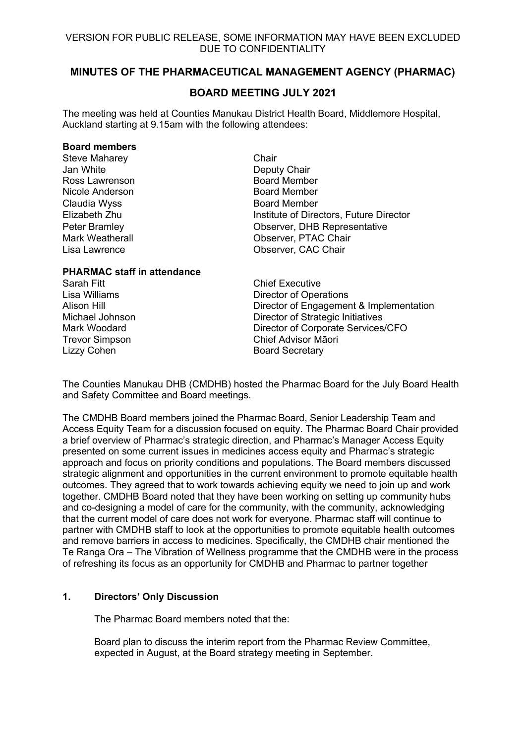VERSION FOR PUBLIC RELEASE, SOME INFORMATION MAY HAVE BEEN EXCLUDED DUE TO CONFIDENTIALITY

# MINUTES OF THE PHARMACEUTICAL MANAGEMENT AGENCY (PHARMAC)

## BOARD MEETING JULY 2021

The meeting was held at Counties Manukau District Health Board, Middlemore Hospital, Auckland starting at 9.15am with the following attendees:

**Board members**

| | |
|---|---|
| Steve Maharey | Chair |
| Jan White | Deputy Chair |
| Ross Lawrenson | Board Member |
| Nicole Anderson | Board Member |
| Claudia Wyss | Board Member |
| Elizabeth Zhu | Institute of Directors, Future Director |
| Peter Bramley | Observer, DHB Representative |
| Mark Weatherall | Observer, PTAC Chair |
| Lisa Lawrence | Observer, CAC Chair |

**PHARMAC staff in attendance**

| | |
|---|---|
| Sarah Fitt | Chief Executive |
| Lisa Williams | Director of Operations |
| Alison Hill | Director of Engagement & Implementation |
| Michael Johnson | Director of Strategic Initiatives |
| Mark Woodard | Director of Corporate Services/CFO |
| Trevor Simpson | Chief Advisor Māori |
| Lizzy Cohen | Board Secretary |

The Counties Manukau DHB (CMDHB) hosted the Pharmac Board for the July Board Health and Safety Committee and Board meetings.

The CMDHB Board members joined the Pharmac Board, Senior Leadership Team and Access Equity Team for a discussion focused on equity. The Pharmac Board Chair provided a brief overview of Pharmac's strategic direction, and Pharmac's Manager Access Equity presented on some current issues in medicines access equity and Pharmac's strategic approach and focus on priority conditions and populations. The Board members discussed strategic alignment and opportunities in the current environment to promote equitable health outcomes. They agreed that to work towards achieving equity we need to join up and work together. CMDHB Board noted that they have been working on setting up community hubs and co-designing a model of care for the community, with the community, acknowledging that the current model of care does not work for everyone. Pharmac staff will continue to partner with CMDHB staff to look at the opportunities to promote equitable health outcomes and remove barriers in access to medicines. Specifically, the CMDHB chair mentioned the Te Ranga Ora – The Vibration of Wellness programme that the CMDHB were in the process of refreshing its focus as an opportunity for CMDHB and Pharmac to partner together

### 1. Directors' Only Discussion

The Pharmac Board members noted that the:

Board plan to discuss the interim report from the Pharmac Review Committee, expected in August, at the Board strategy meeting in September.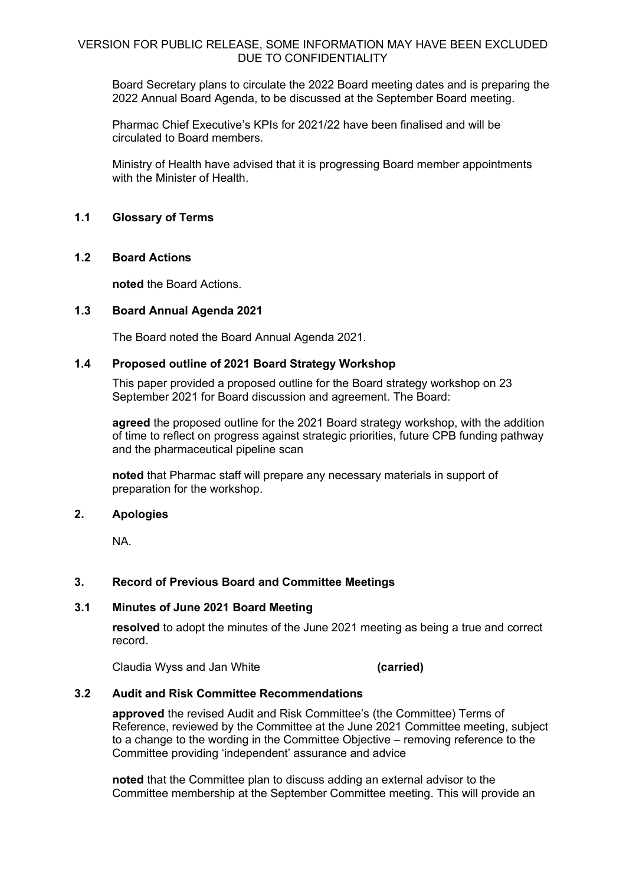Board Secretary plans to circulate the 2022 Board meeting dates and is preparing the 2022 Annual Board Agenda, to be discussed at the September Board meeting.

Pharmac Chief Executive's KPIs for 2021/22 have been finalised and will be circulated to Board members.

Ministry of Health have advised that it is progressing Board member appointments with the Minister of Health.

### 1.1 Glossary of Terms

### 1.2 Board Actions

**noted** the Board Actions.

### 1.3 Board Annual Agenda 2021

The Board noted the Board Annual Agenda 2021.

### 1.4 Proposed outline of 2021 Board Strategy Workshop

This paper provided a proposed outline for the Board strategy workshop on 23 September 2021 for Board discussion and agreement. The Board:

**agreed** the proposed outline for the 2021 Board strategy workshop, with the addition of time to reflect on progress against strategic priorities, future CPB funding pathway and the pharmaceutical pipeline scan

**noted** that Pharmac staff will prepare any necessary materials in support of preparation for the workshop.

## 2. Apologies

NA.

## 3. Record of Previous Board and Committee Meetings

### 3.1 Minutes of June 2021 Board Meeting

**resolved** to adopt the minutes of the June 2021 meeting as being a true and correct record.

Claudia Wyss and Jan White **(carried)**

### 3.2 Audit and Risk Committee Recommendations

**approved** the revised Audit and Risk Committee's (the Committee) Terms of Reference, reviewed by the Committee at the June 2021 Committee meeting, subject to a change to the wording in the Committee Objective – removing reference to the Committee providing 'independent' assurance and advice

**noted** that the Committee plan to discuss adding an external advisor to the Committee membership at the September Committee meeting. This will provide an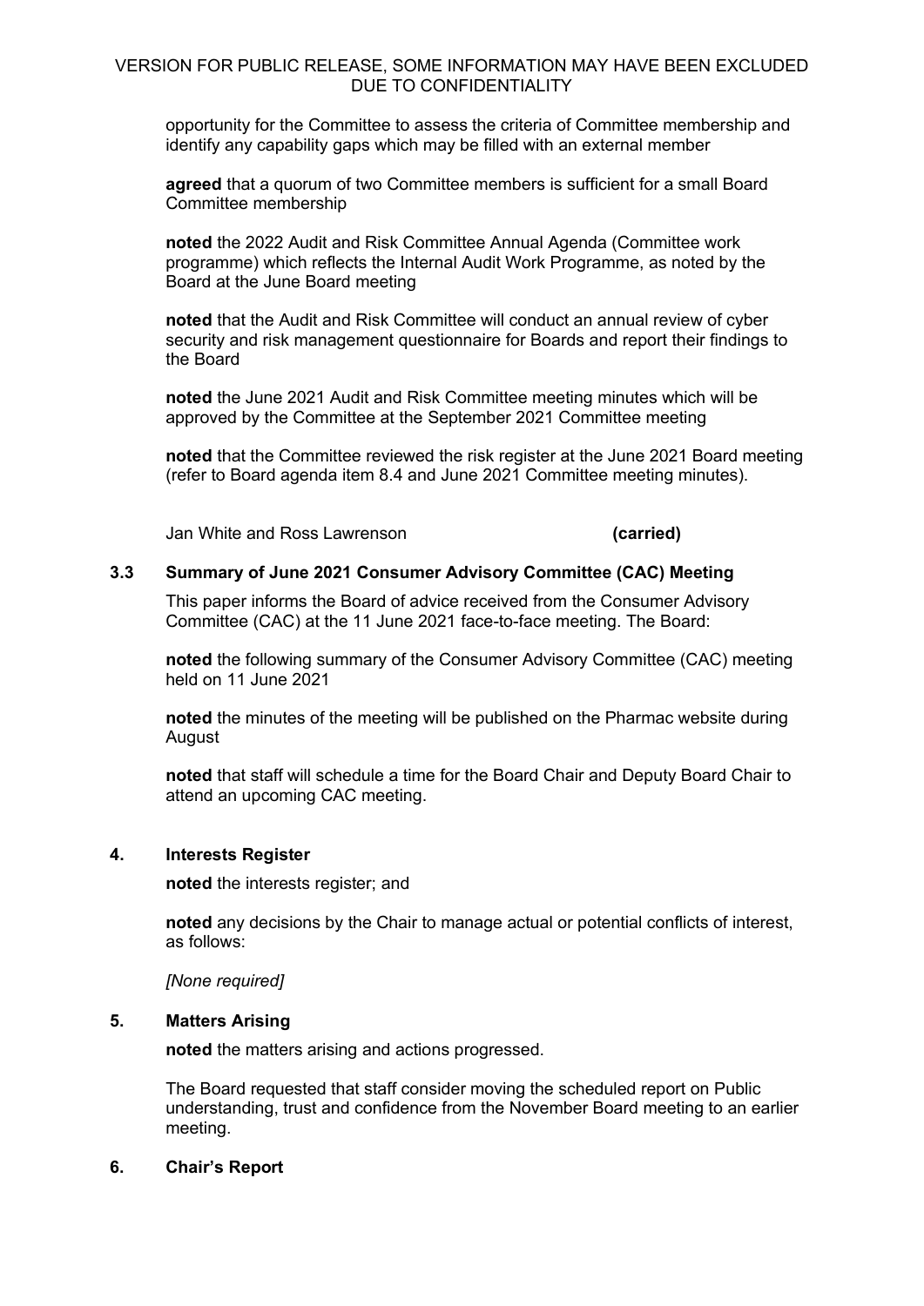opportunity for the Committee to assess the criteria of Committee membership and identify any capability gaps which may be filled with an external member

**agreed** that a quorum of two Committee members is sufficient for a small Board Committee membership

**noted** the 2022 Audit and Risk Committee Annual Agenda (Committee work programme) which reflects the Internal Audit Work Programme, as noted by the Board at the June Board meeting

**noted** that the Audit and Risk Committee will conduct an annual review of cyber security and risk management questionnaire for Boards and report their findings to the Board

**noted** the June 2021 Audit and Risk Committee meeting minutes which will be approved by the Committee at the September 2021 Committee meeting

**noted** that the Committee reviewed the risk register at the June 2021 Board meeting (refer to Board agenda item 8.4 and June 2021 Committee meeting minutes).

Jan White and Ross Lawrenson **(carried)**

### 3.3 Summary of June 2021 Consumer Advisory Committee (CAC) Meeting

This paper informs the Board of advice received from the Consumer Advisory Committee (CAC) at the 11 June 2021 face-to-face meeting. The Board:

**noted** the following summary of the Consumer Advisory Committee (CAC) meeting held on 11 June 2021

**noted** the minutes of the meeting will be published on the Pharmac website during August

**noted** that staff will schedule a time for the Board Chair and Deputy Board Chair to attend an upcoming CAC meeting.

## 4. Interests Register

**noted** the interests register; and

**noted** any decisions by the Chair to manage actual or potential conflicts of interest, as follows:

*[None required]*

## 5. Matters Arising

**noted** the matters arising and actions progressed.

The Board requested that staff consider moving the scheduled report on Public understanding, trust and confidence from the November Board meeting to an earlier meeting.

## 6. Chair's Report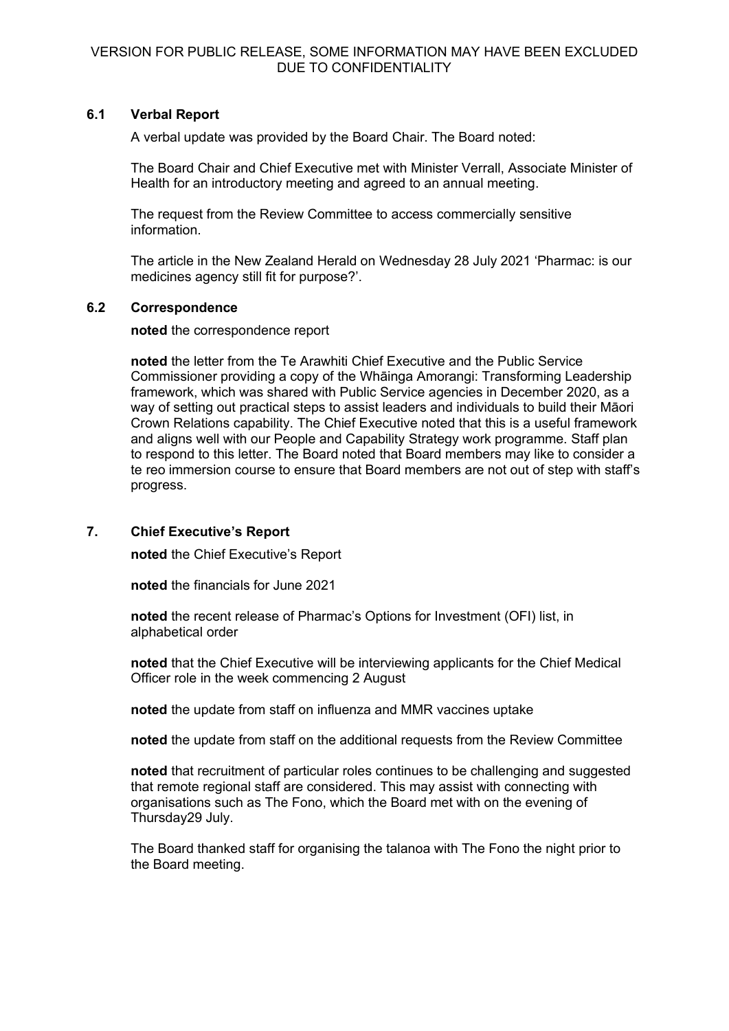VERSION FOR PUBLIC RELEASE, SOME INFORMATION MAY HAVE BEEN EXCLUDED DUE TO CONFIDENTIALITY

### 6.1 Verbal Report

A verbal update was provided by the Board Chair. The Board noted:

The Board Chair and Chief Executive met with Minister Verrall, Associate Minister of Health for an introductory meeting and agreed to an annual meeting.

The request from the Review Committee to access commercially sensitive information.

The article in the New Zealand Herald on Wednesday 28 July 2021 'Pharmac: is our medicines agency still fit for purpose?'.

### 6.2 Correspondence

**noted** the correspondence report

**noted** the letter from the Te Arawhiti Chief Executive and the Public Service Commissioner providing a copy of the Whāinga Amorangi: Transforming Leadership framework, which was shared with Public Service agencies in December 2020, as a way of setting out practical steps to assist leaders and individuals to build their Māori Crown Relations capability. The Chief Executive noted that this is a useful framework and aligns well with our People and Capability Strategy work programme. Staff plan to respond to this letter. The Board noted that Board members may like to consider a te reo immersion course to ensure that Board members are not out of step with staff's progress.

## 7. Chief Executive's Report

**noted** the Chief Executive's Report

**noted** the financials for June 2021

**noted** the recent release of Pharmac's Options for Investment (OFI) list, in alphabetical order

**noted** that the Chief Executive will be interviewing applicants for the Chief Medical Officer role in the week commencing 2 August

**noted** the update from staff on influenza and MMR vaccines uptake

**noted** the update from staff on the additional requests from the Review Committee

**noted** that recruitment of particular roles continues to be challenging and suggested that remote regional staff are considered. This may assist with connecting with organisations such as The Fono, which the Board met with on the evening of Thursday29 July.

The Board thanked staff for organising the talanoa with The Fono the night prior to the Board meeting.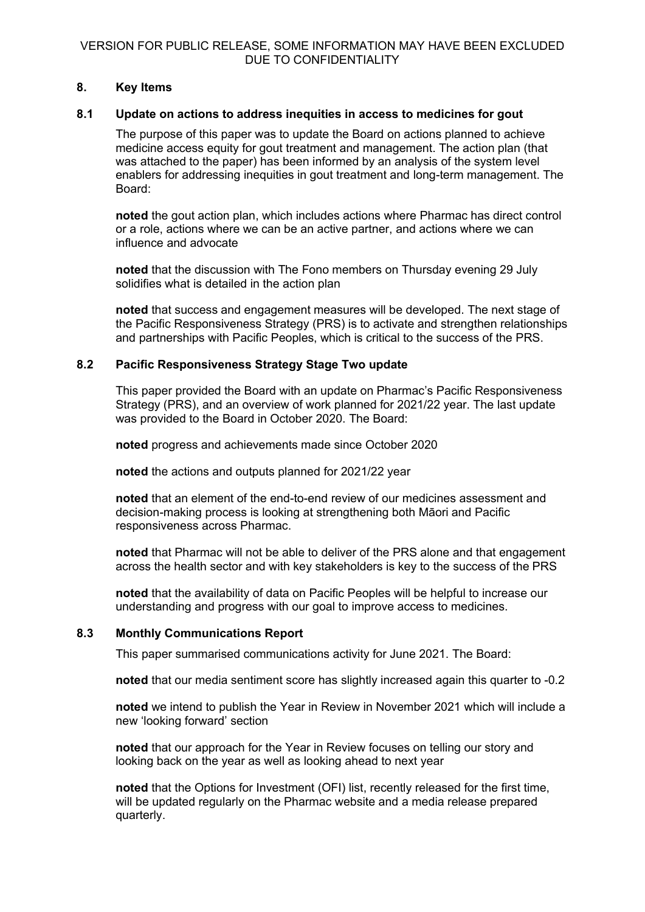VERSION FOR PUBLIC RELEASE, SOME INFORMATION MAY HAVE BEEN EXCLUDED DUE TO CONFIDENTIALITY

## 8. Key Items

### 8.1 Update on actions to address inequities in access to medicines for gout

The purpose of this paper was to update the Board on actions planned to achieve medicine access equity for gout treatment and management. The action plan (that was attached to the paper) has been informed by an analysis of the system level enablers for addressing inequities in gout treatment and long-term management. The Board:

**noted** the gout action plan, which includes actions where Pharmac has direct control or a role, actions where we can be an active partner, and actions where we can influence and advocate

**noted** that the discussion with The Fono members on Thursday evening 29 July solidifies what is detailed in the action plan

**noted** that success and engagement measures will be developed. The next stage of the Pacific Responsiveness Strategy (PRS) is to activate and strengthen relationships and partnerships with Pacific Peoples, which is critical to the success of the PRS.

### 8.2 Pacific Responsiveness Strategy Stage Two update

This paper provided the Board with an update on Pharmac's Pacific Responsiveness Strategy (PRS), and an overview of work planned for 2021/22 year. The last update was provided to the Board in October 2020. The Board:

**noted** progress and achievements made since October 2020

**noted** the actions and outputs planned for 2021/22 year

**noted** that an element of the end-to-end review of our medicines assessment and decision-making process is looking at strengthening both Māori and Pacific responsiveness across Pharmac.

**noted** that Pharmac will not be able to deliver of the PRS alone and that engagement across the health sector and with key stakeholders is key to the success of the PRS

**noted** that the availability of data on Pacific Peoples will be helpful to increase our understanding and progress with our goal to improve access to medicines.

### 8.3 Monthly Communications Report

This paper summarised communications activity for June 2021. The Board:

**noted** that our media sentiment score has slightly increased again this quarter to -0.2

**noted** we intend to publish the Year in Review in November 2021 which will include a new 'looking forward' section

**noted** that our approach for the Year in Review focuses on telling our story and looking back on the year as well as looking ahead to next year

**noted** that the Options for Investment (OFI) list, recently released for the first time, will be updated regularly on the Pharmac website and a media release prepared quarterly.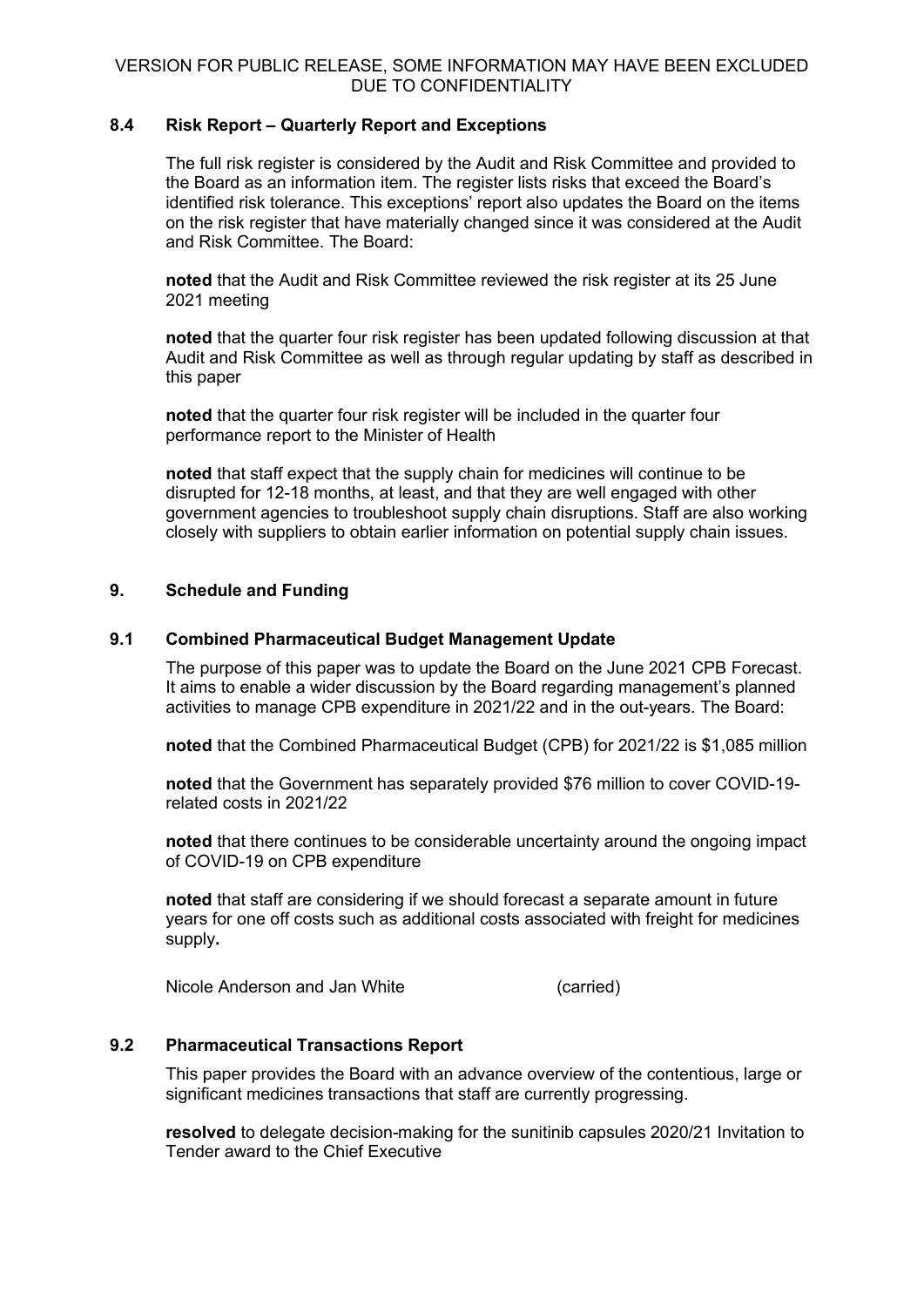### 8.4 Risk Report – Quarterly Report and Exceptions

The full risk register is considered by the Audit and Risk Committee and provided to the Board as an information item. The register lists risks that exceed the Board's identified risk tolerance. This exceptions' report also updates the Board on the items on the risk register that have materially changed since it was considered at the Audit and Risk Committee. The Board:

**noted** that the Audit and Risk Committee reviewed the risk register at its 25 June 2021 meeting

**noted** that the quarter four risk register has been updated following discussion at that Audit and Risk Committee as well as through regular updating by staff as described in this paper

**noted** that the quarter four risk register will be included in the quarter four performance report to the Minister of Health

**noted** that staff expect that the supply chain for medicines will continue to be disrupted for 12-18 months, at least, and that they are well engaged with other government agencies to troubleshoot supply chain disruptions. Staff are also working closely with suppliers to obtain earlier information on potential supply chain issues.

## 9. Schedule and Funding

### 9.1 Combined Pharmaceutical Budget Management Update

The purpose of this paper was to update the Board on the June 2021 CPB Forecast. It aims to enable a wider discussion by the Board regarding management's planned activities to manage CPB expenditure in 2021/22 and in the out-years. The Board:

**noted** that the Combined Pharmaceutical Budget (CPB) for 2021/22 is $1,085 million

**noted** that the Government has separately provided $76 million to cover COVID-19-related costs in 2021/22

**noted** that there continues to be considerable uncertainty around the ongoing impact of COVID-19 on CPB expenditure

**noted** that staff are considering if we should forecast a separate amount in future years for one off costs such as additional costs associated with freight for medicines supply**.**

Nicole Anderson and Jan White (carried)

### 9.2 Pharmaceutical Transactions Report

This paper provides the Board with an advance overview of the contentious, large or significant medicines transactions that staff are currently progressing.

**resolved** to delegate decision-making for the sunitinib capsules 2020/21 Invitation to Tender award to the Chief Executive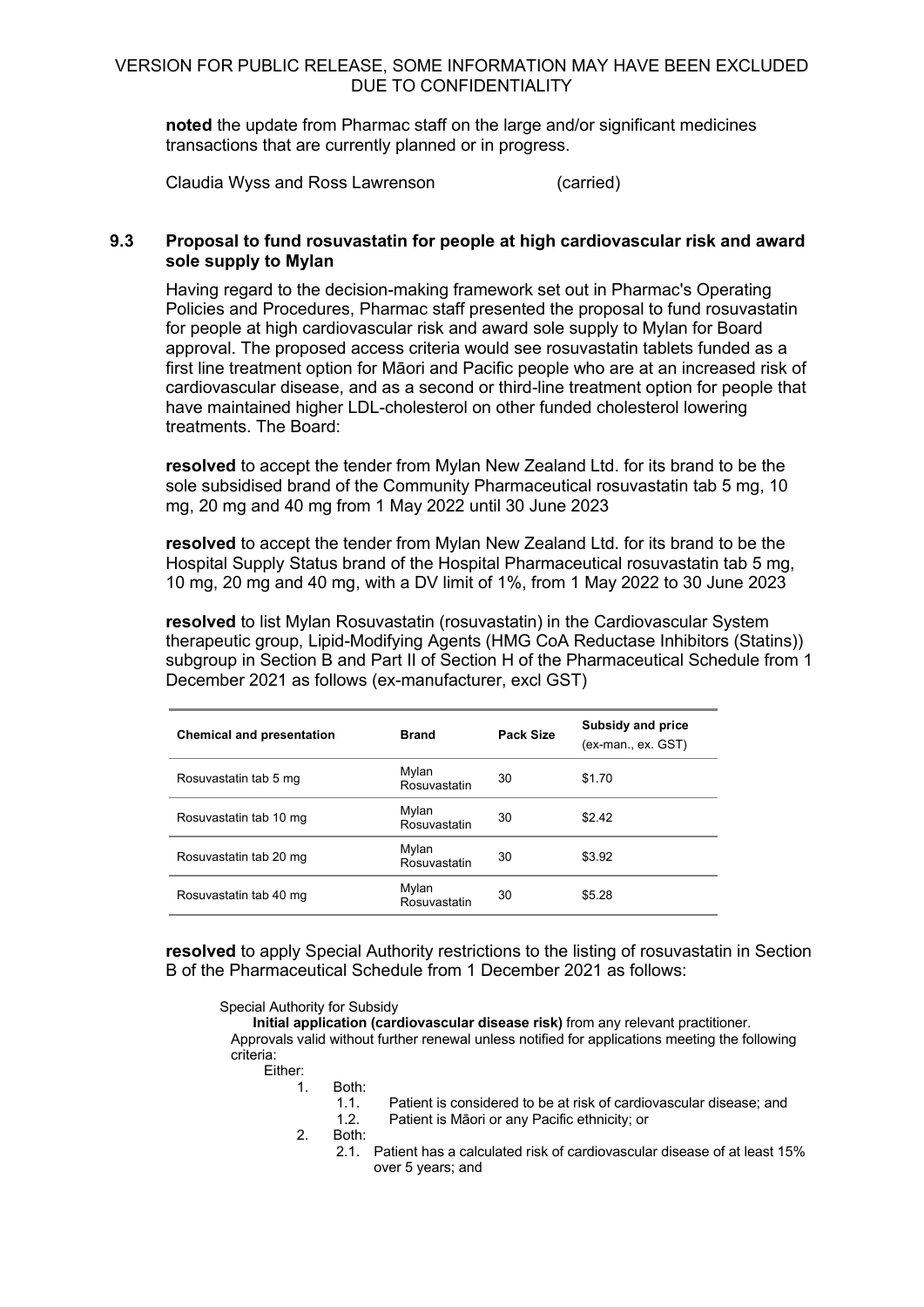**noted** the update from Pharmac staff on the large and/or significant medicines transactions that are currently planned or in progress.

Claudia Wyss and Ross Lawrenson (carried)

### 9.3 Proposal to fund rosuvastatin for people at high cardiovascular risk and award sole supply to Mylan

Having regard to the decision-making framework set out in Pharmac's Operating Policies and Procedures, Pharmac staff presented the proposal to fund rosuvastatin for people at high cardiovascular risk and award sole supply to Mylan for Board approval. The proposed access criteria would see rosuvastatin tablets funded as a first line treatment option for Māori and Pacific people who are at an increased risk of cardiovascular disease, and as a second or third-line treatment option for people that have maintained higher LDL-cholesterol on other funded cholesterol lowering treatments. The Board:

**resolved** to accept the tender from Mylan New Zealand Ltd. for its brand to be the sole subsidised brand of the Community Pharmaceutical rosuvastatin tab 5 mg, 10 mg, 20 mg and 40 mg from 1 May 2022 until 30 June 2023

**resolved** to accept the tender from Mylan New Zealand Ltd. for its brand to be the Hospital Supply Status brand of the Hospital Pharmaceutical rosuvastatin tab 5 mg, 10 mg, 20 mg and 40 mg, with a DV limit of 1%, from 1 May 2022 to 30 June 2023

**resolved** to list Mylan Rosuvastatin (rosuvastatin) in the Cardiovascular System therapeutic group, Lipid-Modifying Agents (HMG CoA Reductase Inhibitors (Statins)) subgroup in Section B and Part II of Section H of the Pharmaceutical Schedule from 1 December 2021 as follows (ex-manufacturer, excl GST)

| Chemical and presentation | Brand | Pack Size | Subsidy and price (ex-man., ex. GST) |
|---|---|---|---|
| Rosuvastatin tab 5 mg | Mylan Rosuvastatin | 30 | $1.70 |
| Rosuvastatin tab 10 mg | Mylan Rosuvastatin | 30 | $2.42 |
| Rosuvastatin tab 20 mg | Mylan Rosuvastatin | 30 | $3.92 |
| Rosuvastatin tab 40 mg | Mylan Rosuvastatin | 30 | $5.28 |

**resolved** to apply Special Authority restrictions to the listing of rosuvastatin in Section B of the Pharmaceutical Schedule from 1 December 2021 as follows:

Special Authority for Subsidy

**Initial application (cardiovascular disease risk)** from any relevant practitioner. Approvals valid without further renewal unless notified for applications meeting the following criteria:

Either:

1. Both:
   1.1. Patient is considered to be at risk of cardiovascular disease; and
   1.2. Patient is Māori or any Pacific ethnicity; or
2. Both:
   2.1. Patient has a calculated risk of cardiovascular disease of at least 15% over 5 years; and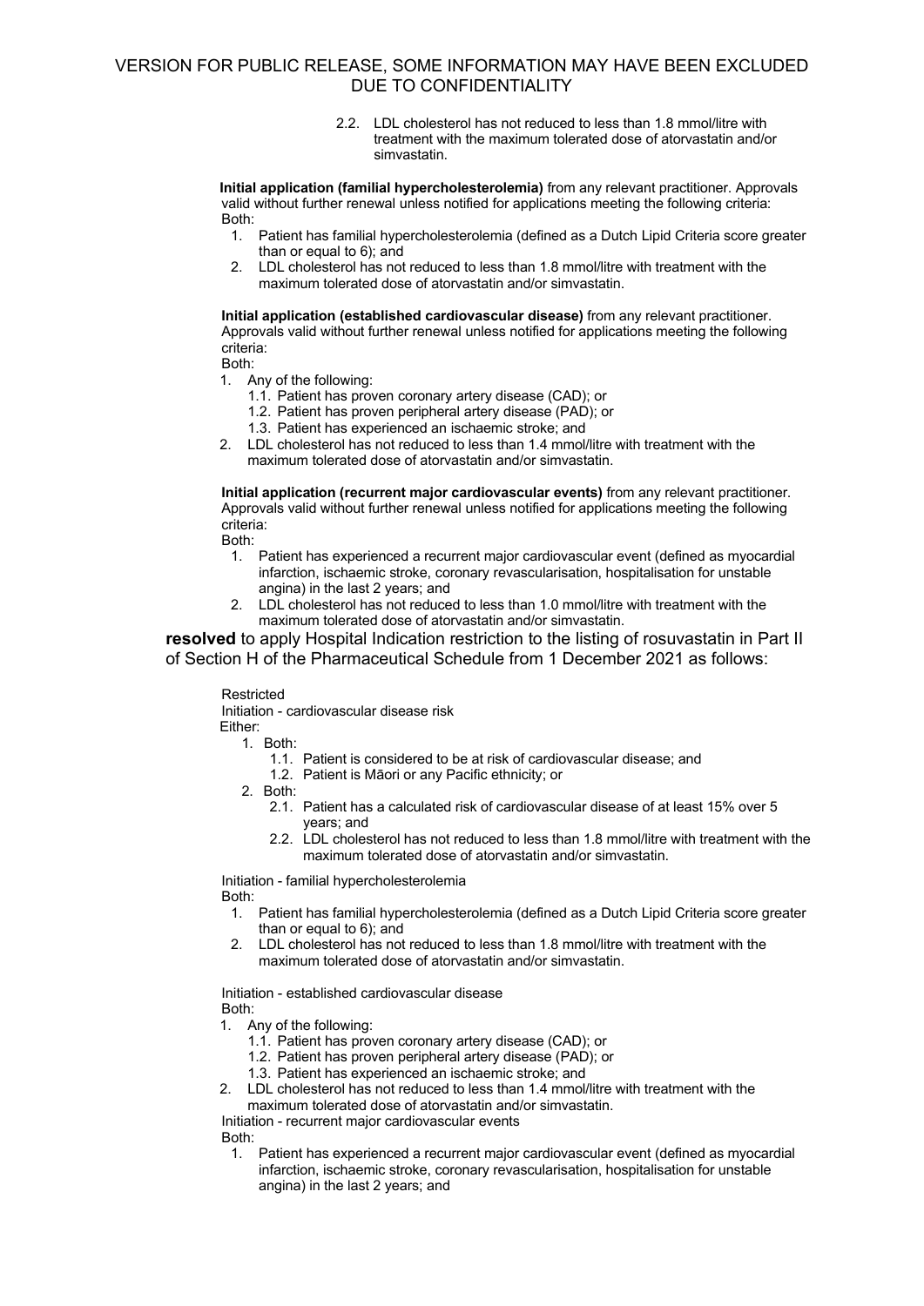2.2. LDL cholesterol has not reduced to less than 1.8 mmol/litre with treatment with the maximum tolerated dose of atorvastatin and/or simvastatin.

**Initial application (familial hypercholesterolemia)** from any relevant practitioner. Approvals valid without further renewal unless notified for applications meeting the following criteria:
Both:

1. Patient has familial hypercholesterolemia (defined as a Dutch Lipid Criteria score greater than or equal to 6); and
2. LDL cholesterol has not reduced to less than 1.8 mmol/litre with treatment with the maximum tolerated dose of atorvastatin and/or simvastatin.

**Initial application (established cardiovascular disease)** from any relevant practitioner. Approvals valid without further renewal unless notified for applications meeting the following criteria:
Both:

1. Any of the following:
   1.1. Patient has proven coronary artery disease (CAD); or
   1.2. Patient has proven peripheral artery disease (PAD); or
   1.3. Patient has experienced an ischaemic stroke; and
2. LDL cholesterol has not reduced to less than 1.4 mmol/litre with treatment with the maximum tolerated dose of atorvastatin and/or simvastatin.

**Initial application (recurrent major cardiovascular events)** from any relevant practitioner. Approvals valid without further renewal unless notified for applications meeting the following criteria:
Both:

1. Patient has experienced a recurrent major cardiovascular event (defined as myocardial infarction, ischaemic stroke, coronary revascularisation, hospitalisation for unstable angina) in the last 2 years; and
2. LDL cholesterol has not reduced to less than 1.0 mmol/litre with treatment with the maximum tolerated dose of atorvastatin and/or simvastatin.

**resolved** to apply Hospital Indication restriction to the listing of rosuvastatin in Part II of Section H of the Pharmaceutical Schedule from 1 December 2021 as follows:

Restricted
Initiation - cardiovascular disease risk
Either:

1. Both:
   1.1. Patient is considered to be at risk of cardiovascular disease; and
   1.2. Patient is Māori or any Pacific ethnicity; or
2. Both:
   2.1. Patient has a calculated risk of cardiovascular disease of at least 15% over 5 years; and
   2.2. LDL cholesterol has not reduced to less than 1.8 mmol/litre with treatment with the maximum tolerated dose of atorvastatin and/or simvastatin.

Initiation - familial hypercholesterolemia
Both:

1. Patient has familial hypercholesterolemia (defined as a Dutch Lipid Criteria score greater than or equal to 6); and
2. LDL cholesterol has not reduced to less than 1.8 mmol/litre with treatment with the maximum tolerated dose of atorvastatin and/or simvastatin.

Initiation - established cardiovascular disease
Both:

1. Any of the following:
   1.1. Patient has proven coronary artery disease (CAD); or
   1.2. Patient has proven peripheral artery disease (PAD); or
   1.3. Patient has experienced an ischaemic stroke; and
2. LDL cholesterol has not reduced to less than 1.4 mmol/litre with treatment with the maximum tolerated dose of atorvastatin and/or simvastatin.

Initiation - recurrent major cardiovascular events
Both:

1. Patient has experienced a recurrent major cardiovascular event (defined as myocardial infarction, ischaemic stroke, coronary revascularisation, hospitalisation for unstable angina) in the last 2 years; and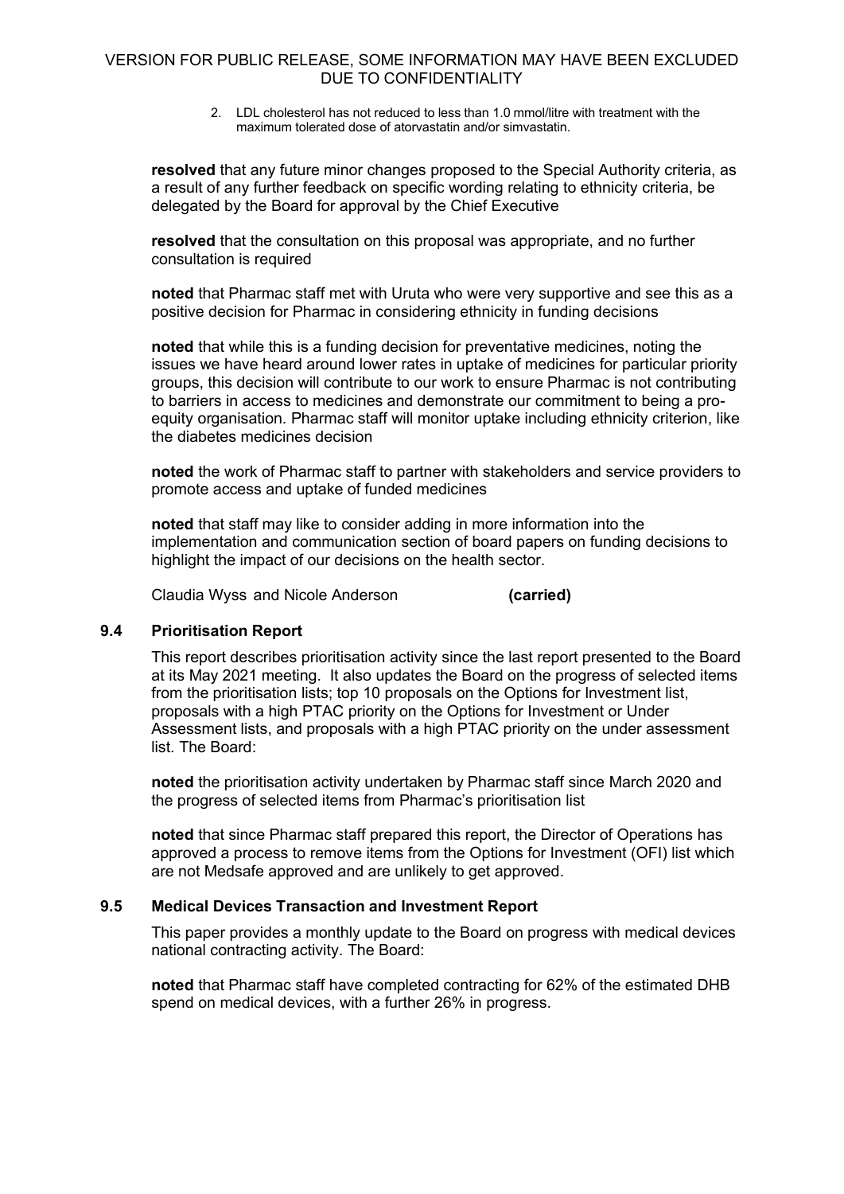2. LDL cholesterol has not reduced to less than 1.0 mmol/litre with treatment with the maximum tolerated dose of atorvastatin and/or simvastatin.

**resolved** that any future minor changes proposed to the Special Authority criteria, as a result of any further feedback on specific wording relating to ethnicity criteria, be delegated by the Board for approval by the Chief Executive

**resolved** that the consultation on this proposal was appropriate, and no further consultation is required

**noted** that Pharmac staff met with Uruta who were very supportive and see this as a positive decision for Pharmac in considering ethnicity in funding decisions

**noted** that while this is a funding decision for preventative medicines, noting the issues we have heard around lower rates in uptake of medicines for particular priority groups, this decision will contribute to our work to ensure Pharmac is not contributing to barriers in access to medicines and demonstrate our commitment to being a pro-equity organisation. Pharmac staff will monitor uptake including ethnicity criterion, like the diabetes medicines decision

**noted** the work of Pharmac staff to partner with stakeholders and service providers to promote access and uptake of funded medicines

**noted** that staff may like to consider adding in more information into the implementation and communication section of board papers on funding decisions to highlight the impact of our decisions on the health sector.

Claudia Wyss and Nicole Anderson **(carried)**

### 9.4 Prioritisation Report

This report describes prioritisation activity since the last report presented to the Board at its May 2021 meeting. It also updates the Board on the progress of selected items from the prioritisation lists; top 10 proposals on the Options for Investment list, proposals with a high PTAC priority on the Options for Investment or Under Assessment lists, and proposals with a high PTAC priority on the under assessment list. The Board:

**noted** the prioritisation activity undertaken by Pharmac staff since March 2020 and the progress of selected items from Pharmac's prioritisation list

**noted** that since Pharmac staff prepared this report, the Director of Operations has approved a process to remove items from the Options for Investment (OFI) list which are not Medsafe approved and are unlikely to get approved.

### 9.5 Medical Devices Transaction and Investment Report

This paper provides a monthly update to the Board on progress with medical devices national contracting activity. The Board:

**noted** that Pharmac staff have completed contracting for 62% of the estimated DHB spend on medical devices, with a further 26% in progress.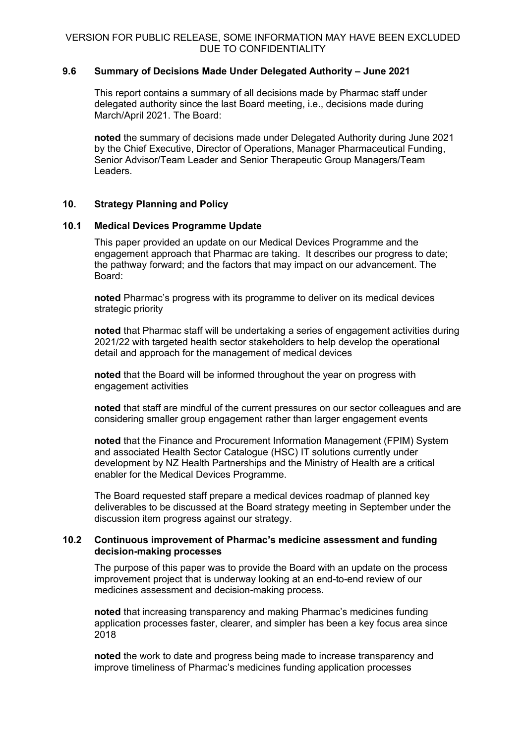VERSION FOR PUBLIC RELEASE, SOME INFORMATION MAY HAVE BEEN EXCLUDED DUE TO CONFIDENTIALITY

### 9.6 Summary of Decisions Made Under Delegated Authority – June 2021

This report contains a summary of all decisions made by Pharmac staff under delegated authority since the last Board meeting, i.e., decisions made during March/April 2021. The Board:

**noted** the summary of decisions made under Delegated Authority during June 2021 by the Chief Executive, Director of Operations, Manager Pharmaceutical Funding, Senior Advisor/Team Leader and Senior Therapeutic Group Managers/Team Leaders.

## 10. Strategy Planning and Policy

### 10.1 Medical Devices Programme Update

This paper provided an update on our Medical Devices Programme and the engagement approach that Pharmac are taking. It describes our progress to date; the pathway forward; and the factors that may impact on our advancement. The Board:

**noted** Pharmac's progress with its programme to deliver on its medical devices strategic priority

**noted** that Pharmac staff will be undertaking a series of engagement activities during 2021/22 with targeted health sector stakeholders to help develop the operational detail and approach for the management of medical devices

**noted** that the Board will be informed throughout the year on progress with engagement activities

**noted** that staff are mindful of the current pressures on our sector colleagues and are considering smaller group engagement rather than larger engagement events

**noted** that the Finance and Procurement Information Management (FPIM) System and associated Health Sector Catalogue (HSC) IT solutions currently under development by NZ Health Partnerships and the Ministry of Health are a critical enabler for the Medical Devices Programme.

The Board requested staff prepare a medical devices roadmap of planned key deliverables to be discussed at the Board strategy meeting in September under the discussion item progress against our strategy.

### 10.2 Continuous improvement of Pharmac's medicine assessment and funding decision-making processes

The purpose of this paper was to provide the Board with an update on the process improvement project that is underway looking at an end-to-end review of our medicines assessment and decision-making process.

**noted** that increasing transparency and making Pharmac's medicines funding application processes faster, clearer, and simpler has been a key focus area since 2018

**noted** the work to date and progress being made to increase transparency and improve timeliness of Pharmac's medicines funding application processes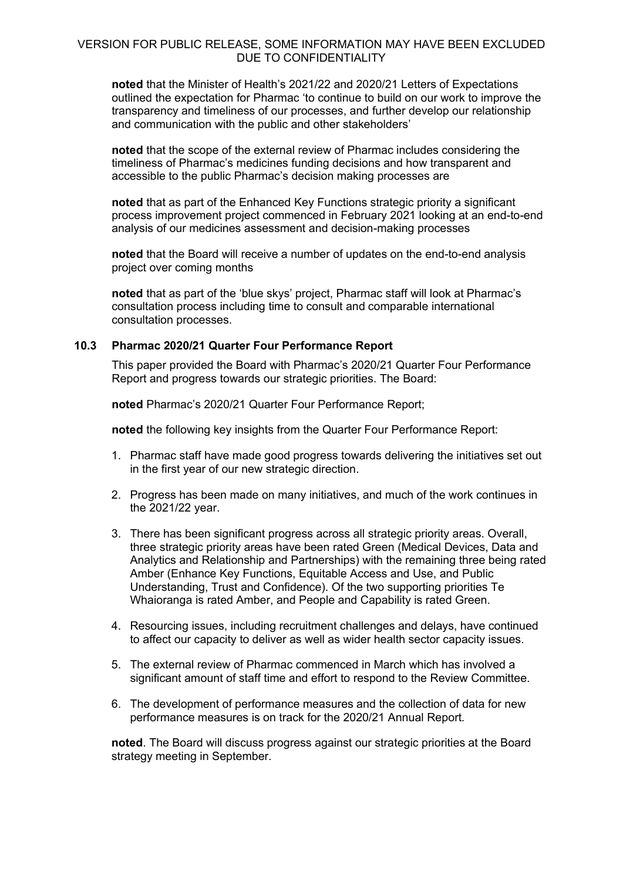**noted** that the Minister of Health's 2021/22 and 2020/21 Letters of Expectations outlined the expectation for Pharmac 'to continue to build on our work to improve the transparency and timeliness of our processes, and further develop our relationship and communication with the public and other stakeholders'

**noted** that the scope of the external review of Pharmac includes considering the timeliness of Pharmac's medicines funding decisions and how transparent and accessible to the public Pharmac's decision making processes are

**noted** that as part of the Enhanced Key Functions strategic priority a significant process improvement project commenced in February 2021 looking at an end-to-end analysis of our medicines assessment and decision-making processes

**noted** that the Board will receive a number of updates on the end-to-end analysis project over coming months

**noted** that as part of the 'blue skys' project, Pharmac staff will look at Pharmac's consultation process including time to consult and comparable international consultation processes.

### 10.3 Pharmac 2020/21 Quarter Four Performance Report

This paper provided the Board with Pharmac's 2020/21 Quarter Four Performance Report and progress towards our strategic priorities. The Board:

**noted** Pharmac's 2020/21 Quarter Four Performance Report;

**noted** the following key insights from the Quarter Four Performance Report:

1. Pharmac staff have made good progress towards delivering the initiatives set out in the first year of our new strategic direction.
2. Progress has been made on many initiatives, and much of the work continues in the 2021/22 year.
3. There has been significant progress across all strategic priority areas. Overall, three strategic priority areas have been rated Green (Medical Devices, Data and Analytics and Relationship and Partnerships) with the remaining three being rated Amber (Enhance Key Functions, Equitable Access and Use, and Public Understanding, Trust and Confidence). Of the two supporting priorities Te Whaioranga is rated Amber, and People and Capability is rated Green.
4. Resourcing issues, including recruitment challenges and delays, have continued to affect our capacity to deliver as well as wider health sector capacity issues.
5. The external review of Pharmac commenced in March which has involved a significant amount of staff time and effort to respond to the Review Committee.
6. The development of performance measures and the collection of data for new performance measures is on track for the 2020/21 Annual Report.

**noted**. The Board will discuss progress against our strategic priorities at the Board strategy meeting in September.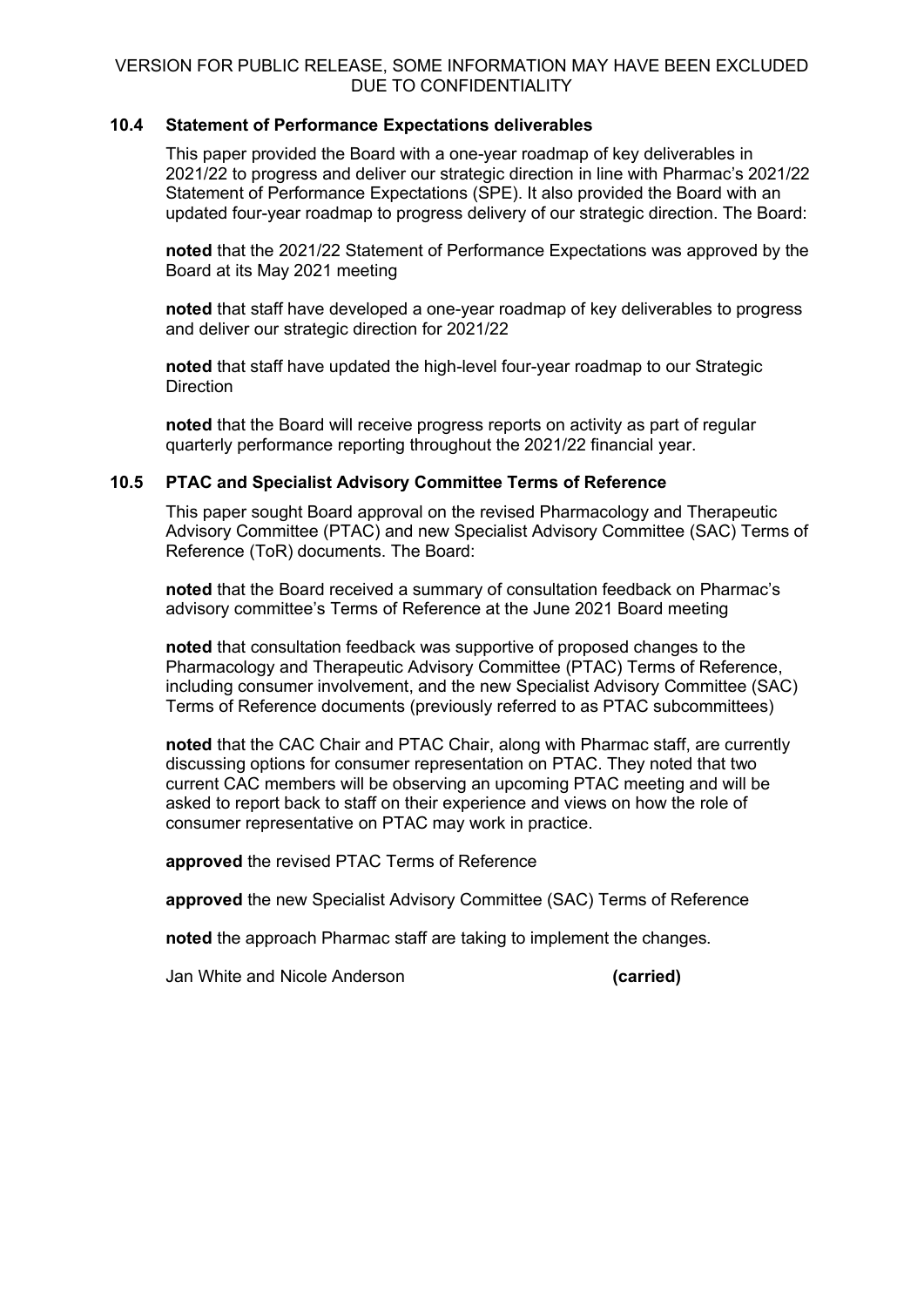### 10.4 Statement of Performance Expectations deliverables

This paper provided the Board with a one-year roadmap of key deliverables in 2021/22 to progress and deliver our strategic direction in line with Pharmac's 2021/22 Statement of Performance Expectations (SPE). It also provided the Board with an updated four-year roadmap to progress delivery of our strategic direction. The Board:

**noted** that the 2021/22 Statement of Performance Expectations was approved by the Board at its May 2021 meeting

**noted** that staff have developed a one-year roadmap of key deliverables to progress and deliver our strategic direction for 2021/22

**noted** that staff have updated the high-level four-year roadmap to our Strategic Direction

**noted** that the Board will receive progress reports on activity as part of regular quarterly performance reporting throughout the 2021/22 financial year.

### 10.5 PTAC and Specialist Advisory Committee Terms of Reference

This paper sought Board approval on the revised Pharmacology and Therapeutic Advisory Committee (PTAC) and new Specialist Advisory Committee (SAC) Terms of Reference (ToR) documents. The Board:

**noted** that the Board received a summary of consultation feedback on Pharmac's advisory committee's Terms of Reference at the June 2021 Board meeting

**noted** that consultation feedback was supportive of proposed changes to the Pharmacology and Therapeutic Advisory Committee (PTAC) Terms of Reference, including consumer involvement, and the new Specialist Advisory Committee (SAC) Terms of Reference documents (previously referred to as PTAC subcommittees)

**noted** that the CAC Chair and PTAC Chair, along with Pharmac staff, are currently discussing options for consumer representation on PTAC. They noted that two current CAC members will be observing an upcoming PTAC meeting and will be asked to report back to staff on their experience and views on how the role of consumer representative on PTAC may work in practice.

**approved** the revised PTAC Terms of Reference

**approved** the new Specialist Advisory Committee (SAC) Terms of Reference

**noted** the approach Pharmac staff are taking to implement the changes.

Jan White and Nicole Anderson **(carried)**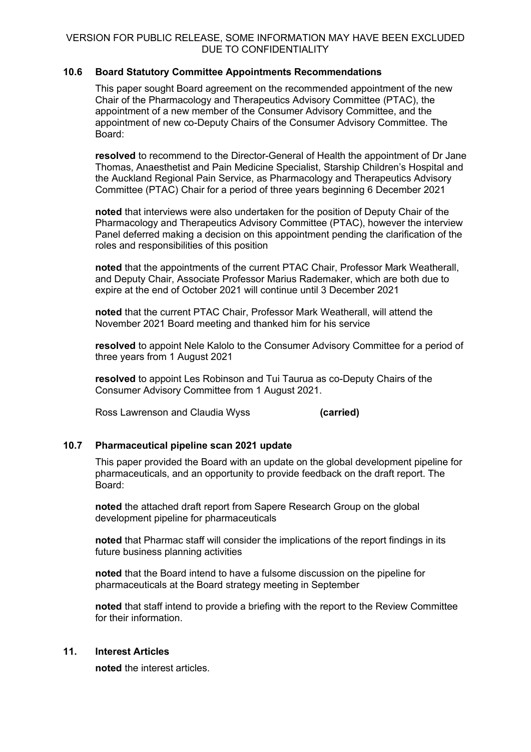### 10.6 Board Statutory Committee Appointments Recommendations

This paper sought Board agreement on the recommended appointment of the new Chair of the Pharmacology and Therapeutics Advisory Committee (PTAC), the appointment of a new member of the Consumer Advisory Committee, and the appointment of new co-Deputy Chairs of the Consumer Advisory Committee. The Board:

**resolved** to recommend to the Director-General of Health the appointment of Dr Jane Thomas, Anaesthetist and Pain Medicine Specialist, Starship Children's Hospital and the Auckland Regional Pain Service, as Pharmacology and Therapeutics Advisory Committee (PTAC) Chair for a period of three years beginning 6 December 2021

**noted** that interviews were also undertaken for the position of Deputy Chair of the Pharmacology and Therapeutics Advisory Committee (PTAC), however the interview Panel deferred making a decision on this appointment pending the clarification of the roles and responsibilities of this position

**noted** that the appointments of the current PTAC Chair, Professor Mark Weatherall, and Deputy Chair, Associate Professor Marius Rademaker, which are both due to expire at the end of October 2021 will continue until 3 December 2021

**noted** that the current PTAC Chair, Professor Mark Weatherall, will attend the November 2021 Board meeting and thanked him for his service

**resolved** to appoint Nele Kalolo to the Consumer Advisory Committee for a period of three years from 1 August 2021

**resolved** to appoint Les Robinson and Tui Taurua as co-Deputy Chairs of the Consumer Advisory Committee from 1 August 2021.

Ross Lawrenson and Claudia Wyss **(carried)**

### 10.7 Pharmaceutical pipeline scan 2021 update

This paper provided the Board with an update on the global development pipeline for pharmaceuticals, and an opportunity to provide feedback on the draft report. The Board:

**noted** the attached draft report from Sapere Research Group on the global development pipeline for pharmaceuticals

**noted** that Pharmac staff will consider the implications of the report findings in its future business planning activities

**noted** that the Board intend to have a fulsome discussion on the pipeline for pharmaceuticals at the Board strategy meeting in September

**noted** that staff intend to provide a briefing with the report to the Review Committee for their information.

## 11. Interest Articles

**noted** the interest articles.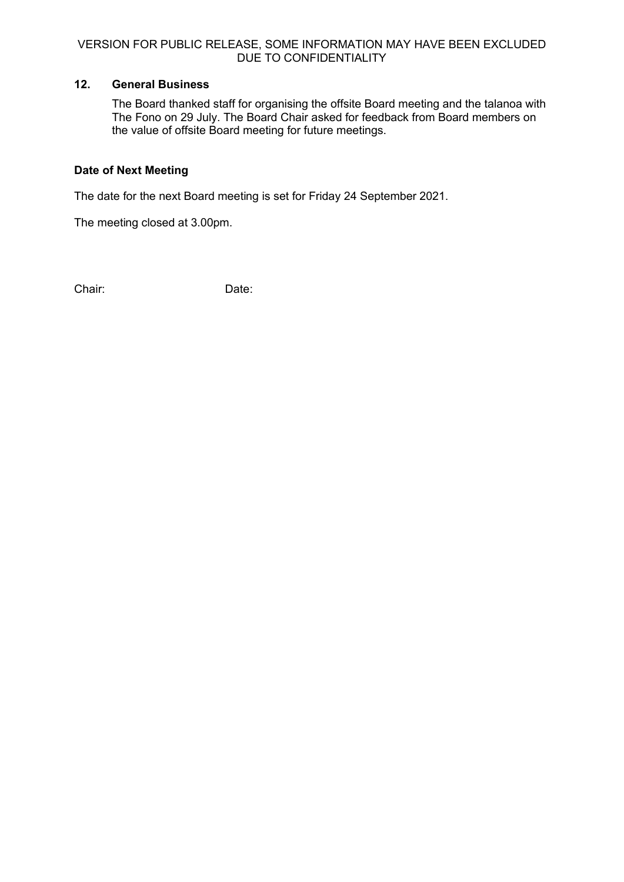VERSION FOR PUBLIC RELEASE, SOME INFORMATION MAY HAVE BEEN EXCLUDED DUE TO CONFIDENTIALITY

## 12. General Business

The Board thanked staff for organising the offsite Board meeting and the talanoa with The Fono on 29 July. The Board Chair asked for feedback from Board members on the value of offsite Board meeting for future meetings.

**Date of Next Meeting**

The date for the next Board meeting is set for Friday 24 September 2021.

The meeting closed at 3.00pm.

Chair: Date: